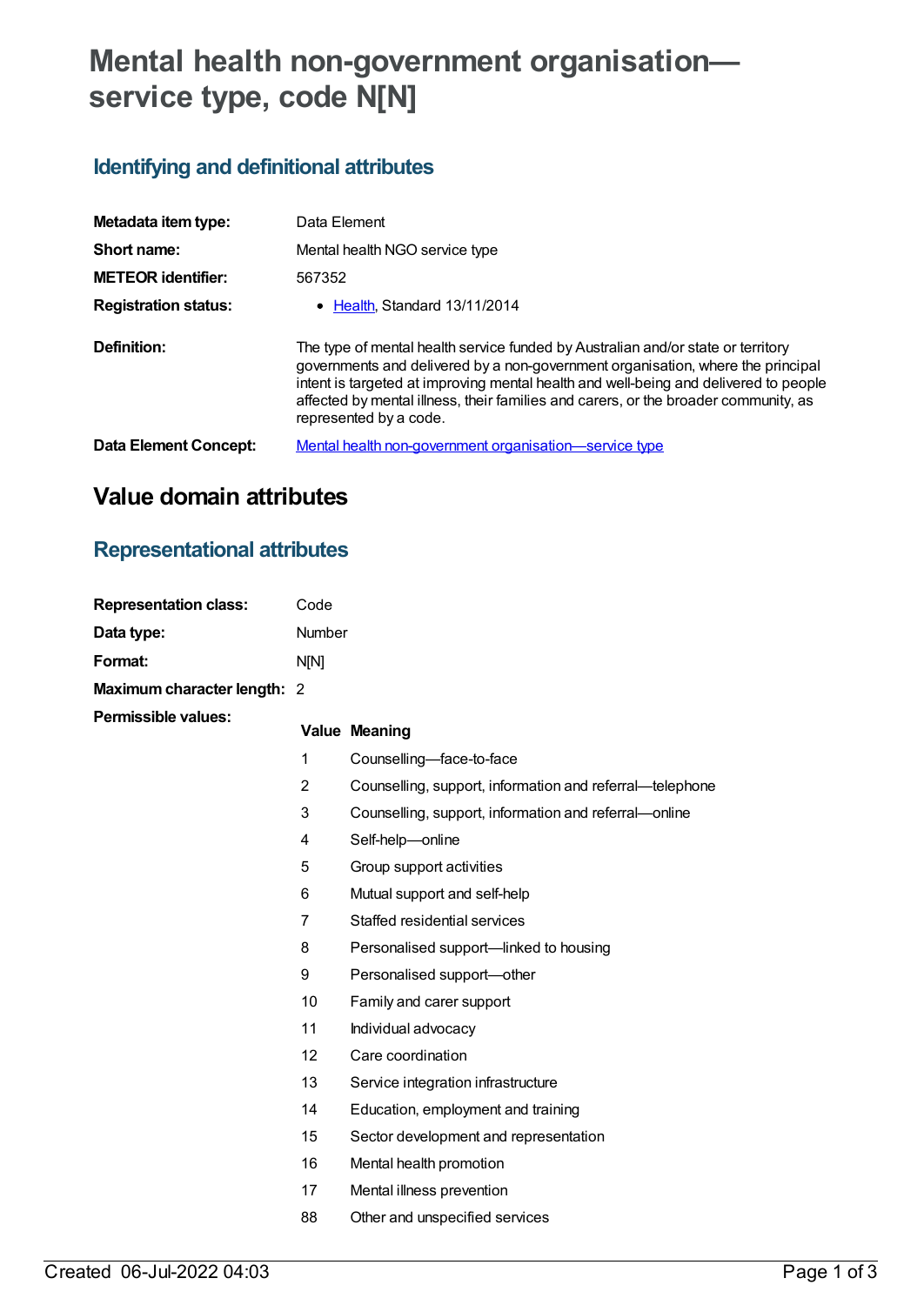# Mental health non-government organisation—service type, code N[N]

## Identifying and definitional attributes

| | |
|---|---|
| **Metadata item type:** | Data Element |
| **Short name:** | Mental health NGO service type |
| **METEOR identifier:** | 567352 |
| **Registration status:** | • Health, Standard 13/11/2014 |
| **Definition:** | The type of mental health service funded by Australian and/or state or territory governments and delivered by a non-government organisation, where the principal intent is targeted at improving mental health and well-being and delivered to people affected by mental illness, their families and carers, or the broader community, as represented by a code. |
| **Data Element Concept:** | Mental health non-government organisation—service type |

# Value domain attributes

## Representational attributes

| | |
|---|---|
| **Representation class:** | Code |
| **Data type:** | Number |
| **Format:** | N[N] |
| **Maximum character length:** | 2 |

**Permissible values:**

| Value | Meaning |
|---|---|
| 1 | Counselling—face-to-face |
| 2 | Counselling, support, information and referral—telephone |
| 3 | Counselling, support, information and referral—online |
| 4 | Self-help—online |
| 5 | Group support activities |
| 6 | Mutual support and self-help |
| 7 | Staffed residential services |
| 8 | Personalised support—linked to housing |
| 9 | Personalised support—other |
| 10 | Family and carer support |
| 11 | Individual advocacy |
| 12 | Care coordination |
| 13 | Service integration infrastructure |
| 14 | Education, employment and training |
| 15 | Sector development and representation |
| 16 | Mental health promotion |
| 17 | Mental illness prevention |
| 88 | Other and unspecified services |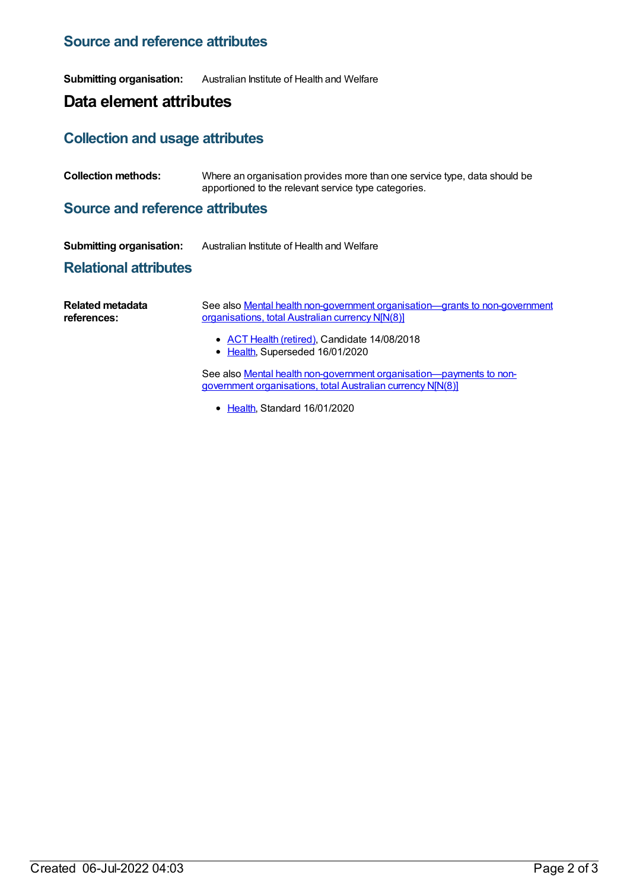## Source and reference attributes

**Submitting organisation:** Australian Institute of Health and Welfare

# Data element attributes

## Collection and usage attributes

**Collection methods:** Where an organisation provides more than one service type, data should be apportioned to the relevant service type categories.

## Source and reference attributes

**Submitting organisation:** Australian Institute of Health and Welfare

## Relational attributes

**Related metadata references:**

See also Mental health non-government organisation—grants to non-government organisations, total Australian currency N[N(8)]

- ACT Health (retired), Candidate 14/08/2018
- Health, Superseded 16/01/2020

See also Mental health non-government organisation—payments to non-government organisations, total Australian currency N[N(8)]

- Health, Standard 16/01/2020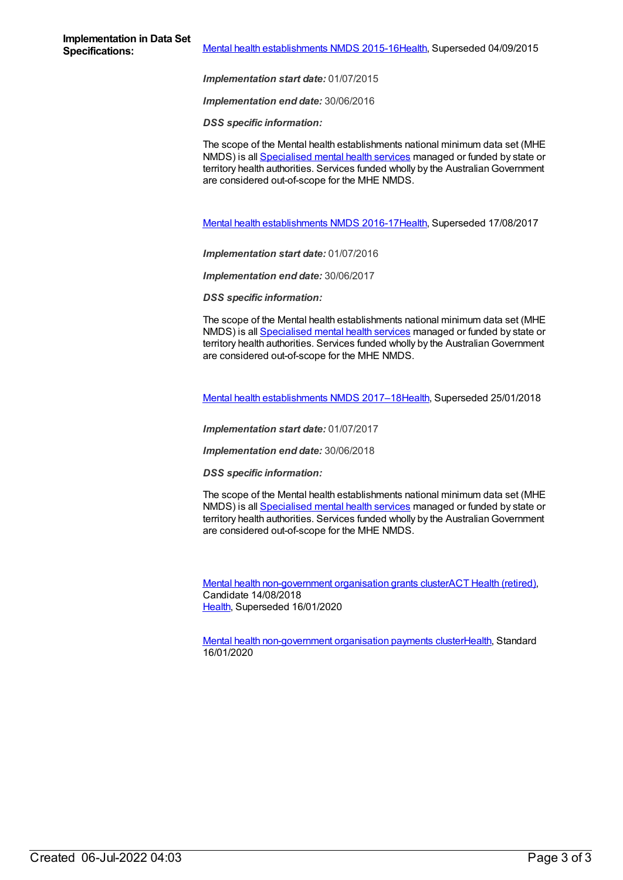**Implementation in Data Set Specifications:**

Mental health establishments NMDS 2015-16Health, Superseded 04/09/2015

***Implementation start date:*** 01/07/2015

***Implementation end date:*** 30/06/2016

***DSS specific information:***

The scope of the Mental health establishments national minimum data set (MHE NMDS) is all Specialised mental health services managed or funded by state or territory health authorities. Services funded wholly by the Australian Government are considered out-of-scope for the MHE NMDS.

Mental health establishments NMDS 2016-17Health, Superseded 17/08/2017

***Implementation start date:*** 01/07/2016

***Implementation end date:*** 30/06/2017

***DSS specific information:***

The scope of the Mental health establishments national minimum data set (MHE NMDS) is all Specialised mental health services managed or funded by state or territory health authorities. Services funded wholly by the Australian Government are considered out-of-scope for the MHE NMDS.

Mental health establishments NMDS 2017–18Health, Superseded 25/01/2018

***Implementation start date:*** 01/07/2017

***Implementation end date:*** 30/06/2018

***DSS specific information:***

The scope of the Mental health establishments national minimum data set (MHE NMDS) is all Specialised mental health services managed or funded by state or territory health authorities. Services funded wholly by the Australian Government are considered out-of-scope for the MHE NMDS.

Mental health non-government organisation grants clusterACT Health (retired), Candidate 14/08/2018
Health, Superseded 16/01/2020

Mental health non-government organisation payments clusterHealth, Standard 16/01/2020